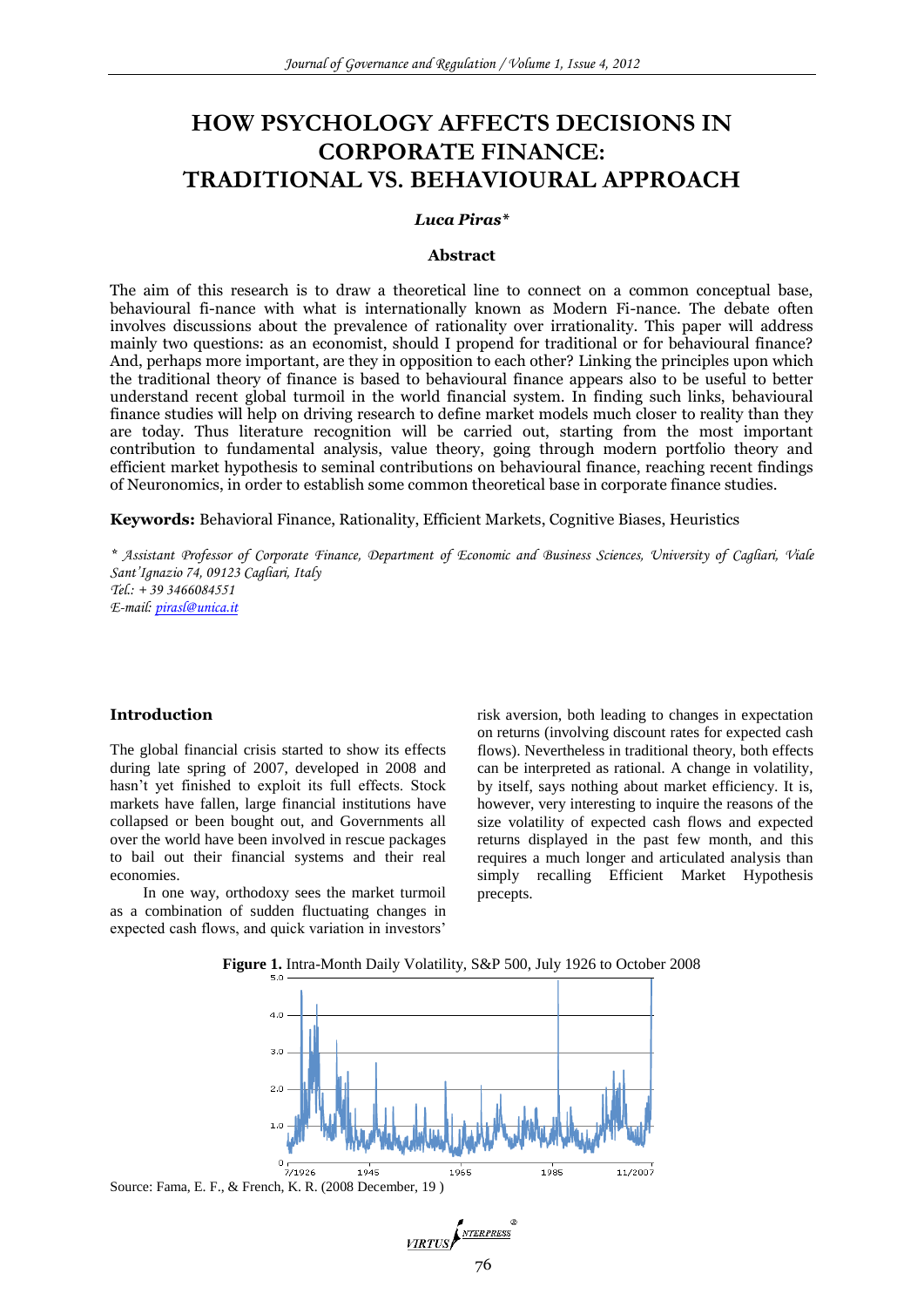# HOW PSYCHOLOGY AFFECTS DECISIONS IN CORPORATE FINANCE: TRADITIONAL VS. BEHAVIOURAL APPROACH

***Luca Piras****

## Abstract

The aim of this research is to draw a theoretical line to connect on a common conceptual base, behavioural fi-nance with what is internationally known as Modern Fi-nance. The debate often involves discussions about the prevalence of rationality over irrationality. This paper will address mainly two questions: as an economist, should I propend for traditional or for behavioural finance? And, perhaps more important, are they in opposition to each other? Linking the principles upon which the traditional theory of finance is based to behavioural finance appears also to be useful to better understand recent global turmoil in the world financial system. In finding such links, behavioural finance studies will help on driving research to define market models much closer to reality than they are today. Thus literature recognition will be carried out, starting from the most important contribution to fundamental analysis, value theory, going through modern portfolio theory and efficient market hypothesis to seminal contributions on behavioural finance, reaching recent findings of Neuronomics, in order to establish some common theoretical base in corporate finance studies.

**Keywords:** Behavioral Finance, Rationality, Efficient Markets, Cognitive Biases, Heuristics

*\* Assistant Professor of Corporate Finance, Department of Economic and Business Sciences, University of Cagliari, Viale Sant'Ignazio 74, 09123 Cagliari, Italy*
*Tel.: + 39 3466084551*
*E-mail: pirasl@unica.it*

## Introduction

The global financial crisis started to show its effects during late spring of 2007, developed in 2008 and hasn't yet finished to exploit its full effects. Stock markets have fallen, large financial institutions have collapsed or been bought out, and Governments all over the world have been involved in rescue packages to bail out their financial systems and their real economies.

In one way, orthodoxy sees the market turmoil as a combination of sudden fluctuating changes in expected cash flows, and quick variation in investors' risk aversion, both leading to changes in expectation on returns (involving discount rates for expected cash flows). Nevertheless in traditional theory, both effects can be interpreted as rational. A change in volatility, by itself, says nothing about market efficiency. It is, however, very interesting to inquire the reasons of the size volatility of expected cash flows and expected returns displayed in the past few month, and this requires a much longer and articulated analysis than simply recalling Efficient Market Hypothesis precepts.

**Figure 1.** Intra-Month Daily Volatility, S&P 500, July 1926 to October 2008

Source: Fama, E. F., & French, K. R. (2008 December, 19 )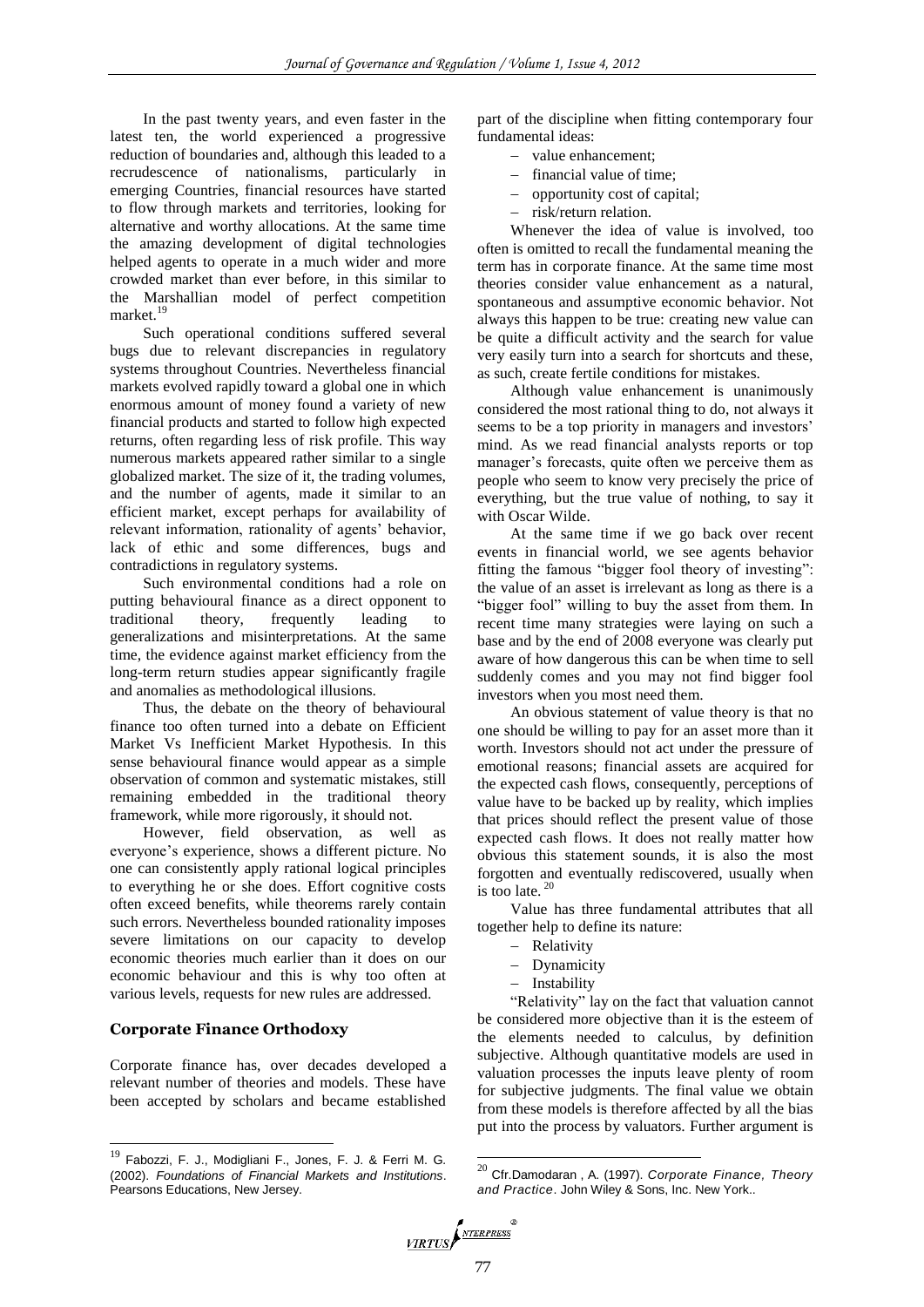In the past twenty years, and even faster in the latest ten, the world experienced a progressive reduction of boundaries and, although this leaded to a recrudescence of nationalisms, particularly in emerging Countries, financial resources have started to flow through markets and territories, looking for alternative and worthy allocations. At the same time the amazing development of digital technologies helped agents to operate in a much wider and more crowded market than ever before, in this similar to the Marshallian model of perfect competition market.[19]

Such operational conditions suffered several bugs due to relevant discrepancies in regulatory systems throughout Countries. Nevertheless financial markets evolved rapidly toward a global one in which enormous amount of money found a variety of new financial products and started to follow high expected returns, often regarding less of risk profile. This way numerous markets appeared rather similar to a single globalized market. The size of it, the trading volumes, and the number of agents, made it similar to an efficient market, except perhaps for availability of relevant information, rationality of agents' behavior, lack of ethic and some differences, bugs and contradictions in regulatory systems.

Such environmental conditions had a role on putting behavioural finance as a direct opponent to traditional theory, frequently leading to generalizations and misinterpretations. At the same time, the evidence against market efficiency from the long-term return studies appear significantly fragile and anomalies as methodological illusions.

Thus, the debate on the theory of behavioural finance too often turned into a debate on Efficient Market Vs Inefficient Market Hypothesis. In this sense behavioural finance would appear as a simple observation of common and systematic mistakes, still remaining embedded in the traditional theory framework, while more rigorously, it should not.

However, field observation, as well as everyone's experience, shows a different picture. No one can consistently apply rational logical principles to everything he or she does. Effort cognitive costs often exceed benefits, while theorems rarely contain such errors. Nevertheless bounded rationality imposes severe limitations on our capacity to develop economic theories much earlier than it does on our economic behaviour and this is why too often at various levels, requests for new rules are addressed.

## Corporate Finance Orthodoxy

Corporate finance has, over decades developed a relevant number of theories and models. These have been accepted by scholars and became established part of the discipline when fitting contemporary four fundamental ideas:

- value enhancement;
- financial value of time;
- opportunity cost of capital;
- risk/return relation.

Whenever the idea of value is involved, too often is omitted to recall the fundamental meaning the term has in corporate finance. At the same time most theories consider value enhancement as a natural, spontaneous and assumptive economic behavior. Not always this happen to be true: creating new value can be quite a difficult activity and the search for value very easily turn into a search for shortcuts and these, as such, create fertile conditions for mistakes.

Although value enhancement is unanimously considered the most rational thing to do, not always it seems to be a top priority in managers and investors' mind. As we read financial analysts reports or top manager's forecasts, quite often we perceive them as people who seem to know very precisely the price of everything, but the true value of nothing, to say it with Oscar Wilde.

At the same time if we go back over recent events in financial world, we see agents behavior fitting the famous "bigger fool theory of investing": the value of an asset is irrelevant as long as there is a "bigger fool" willing to buy the asset from them. In recent time many strategies were laying on such a base and by the end of 2008 everyone was clearly put aware of how dangerous this can be when time to sell suddenly comes and you may not find bigger fool investors when you most need them.

An obvious statement of value theory is that no one should be willing to pay for an asset more than it worth. Investors should not act under the pressure of emotional reasons; financial assets are acquired for the expected cash flows, consequently, perceptions of value have to be backed up by reality, which implies that prices should reflect the present value of those expected cash flows. It does not really matter how obvious this statement sounds, it is also the most forgotten and eventually rediscovered, usually when is too late.[20]

Value has three fundamental attributes that all together help to define its nature:

- Relativity
- Dynamicity
- Instability

"Relativity" lay on the fact that valuation cannot be considered more objective than it is the esteem of the elements needed to calculus, by definition subjective. Although quantitative models are used in valuation processes the inputs leave plenty of room for subjective judgments. The final value we obtain from these models is therefore affected by all the bias put into the process by valuators. Further argument is

---

[19] Fabozzi, F. J., Modigliani F., Jones, F. J. & Ferri M. G. (2002). *Foundations of Financial Markets and Institutions*. Pearsons Educations, New Jersey.

[20] Cfr.Damodaran , A. (1997). *Corporate Finance, Theory and Practice*. John Wiley & Sons, Inc. New York..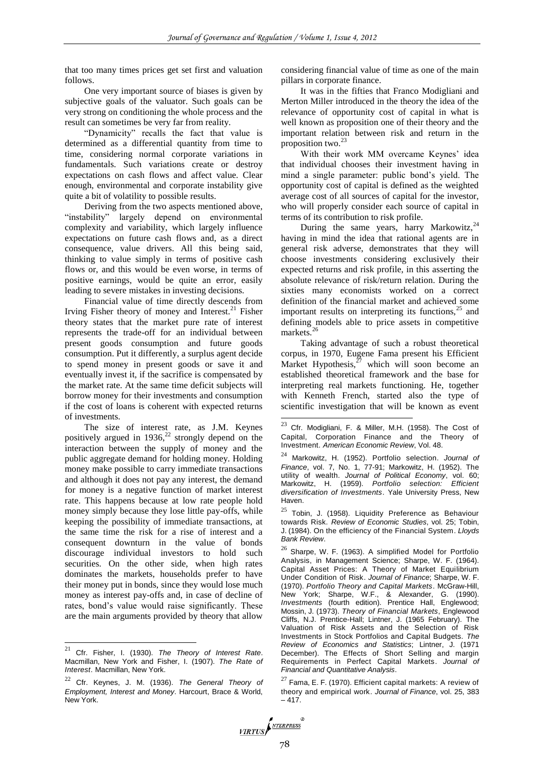that too many times prices get set first and valuation follows.

One very important source of biases is given by subjective goals of the valuator. Such goals can be very strong on conditioning the whole process and the result can sometimes be very far from reality.

"Dynamicity" recalls the fact that value is determined as a differential quantity from time to time, considering normal corporate variations in fundamentals. Such variations create or destroy expectations on cash flows and affect value. Clear enough, environmental and corporate instability give quite a bit of volatility to possible results.

Deriving from the two aspects mentioned above, "instability" largely depend on environmental complexity and variability, which largely influence expectations on future cash flows and, as a direct consequence, value drivers. All this being said, thinking to value simply in terms of positive cash flows or, and this would be even worse, in terms of positive earnings, would be quite an error, easily leading to severe mistakes in investing decisions.

Financial value of time directly descends from Irving Fisher theory of money and Interest.[21] Fisher theory states that the market pure rate of interest represents the trade-off for an individual between present goods consumption and future goods consumption. Put it differently, a surplus agent decide to spend money in present goods or save it and eventually invest it, if the sacrifice is compensated by the market rate. At the same time deficit subjects will borrow money for their investments and consumption if the cost of loans is coherent with expected returns of investments.

The size of interest rate, as J.M. Keynes positively argued in 1936,[22] strongly depend on the interaction between the supply of money and the public aggregate demand for holding money. Holding money make possible to carry immediate transactions and although it does not pay any interest, the demand for money is a negative function of market interest rate. This happens because at low rate people hold money simply because they lose little pay-offs, while keeping the possibility of immediate transactions, at the same time the risk for a rise of interest and a consequent downturn in the value of bonds discourage individual investors to hold such securities. On the other side, when high rates dominates the markets, households prefer to have their money put in bonds, since they would lose much money as interest pay-offs and, in case of decline of rates, bond's value would raise significantly. These are the main arguments provided by theory that allow considering financial value of time as one of the main pillars in corporate finance.

It was in the fifties that Franco Modigliani and Merton Miller introduced in the theory the idea of the relevance of opportunity cost of capital in what is well known as proposition one of their theory and the important relation between risk and return in the proposition two.[23]

With their work MM overcame Keynes' idea that individual chooses their investment having in mind a single parameter: public bond's yield. The opportunity cost of capital is defined as the weighted average cost of all sources of capital for the investor, who will properly consider each source of capital in terms of its contribution to risk profile.

During the same years, harry Markowitz,[24] having in mind the idea that rational agents are in general risk adverse, demonstrates that they will choose investments considering exclusively their expected returns and risk profile, in this asserting the absolute relevance of risk/return relation. During the sixties many economists worked on a correct definition of the financial market and achieved some important results on interpreting its functions,[25] and defining models able to price assets in competitive markets.[26]

Taking advantage of such a robust theoretical corpus, in 1970, Eugene Fama present his Efficient Market Hypothesis,[27] which will soon become an established theoretical framework and the base for interpreting real markets functioning. He, together with Kenneth French, started also the type of scientific investigation that will be known as event

---

[21] Cfr. Fisher, I. (1930). *The Theory of Interest Rate*. Macmillan, New York and Fisher, I. (1907). *The Rate of Interest*. Macmillan, New York.

[22] Cfr. Keynes, J. M. (1936). *The General Theory of Employment, Interest and Money*. Harcourt, Brace & World, New York.

[23] Cfr. Modigliani, F. & Miller, M.H. (1958). The Cost of Capital, Corporation Finance and the Theory of Investment. *American Economic Review*, Vol. 48.

[24] Markowitz, H. (1952). Portfolio selection. *Journal of Finance*, vol. 7, No. 1, 77-91; Markowitz, H. (1952). The utility of wealth. *Journal of Political Economy*, vol. 60; Markowitz, H. (1959). *Portfolio selection: Efficient diversification of Investments*. Yale University Press, New Haven.

[25] Tobin, J. (1958). Liquidity Preference as Behaviour towards Risk. *Review of Economic Studies*, vol. 25; Tobin, J. (1984). On the efficiency of the Financial System. *Lloyds Bank Review*.

[26] Sharpe, W. F. (1963). A simplified Model for Portfolio Analysis, in Management Science; Sharpe, W. F. (1964). Capital Asset Prices: A Theory of Market Equilibrium Under Condition of Risk. *Journal of Finance*; Sharpe, W. F. (1970). *Portfolio Theory and Capital Markets*. McGraw-Hill, New York; Sharpe, W.F., & Alexander, G. (1990). *Investments* (fourth edition). Prentice Hall, Englewood; Mossin, J. (1973). *Theory of Financial Markets*, Englewood Cliffs, N.J. Prentice-Hall; Lintner, J. (1965 February). The Valuation of Risk Assets and the Selection of Risk Investments in Stock Portfolios and Capital Budgets. *The Review of Economics and Statistics*; Lintner, J. (1971 December). The Effects of Short Selling and margin Requirements in Perfect Capital Markets. *Journal of Financial and Quantitative Analysis*.

[27] Fama, E. F. (1970). Efficient capital markets: A review of theory and empirical work. *Journal of Finance*, vol. 25, 383 – 417.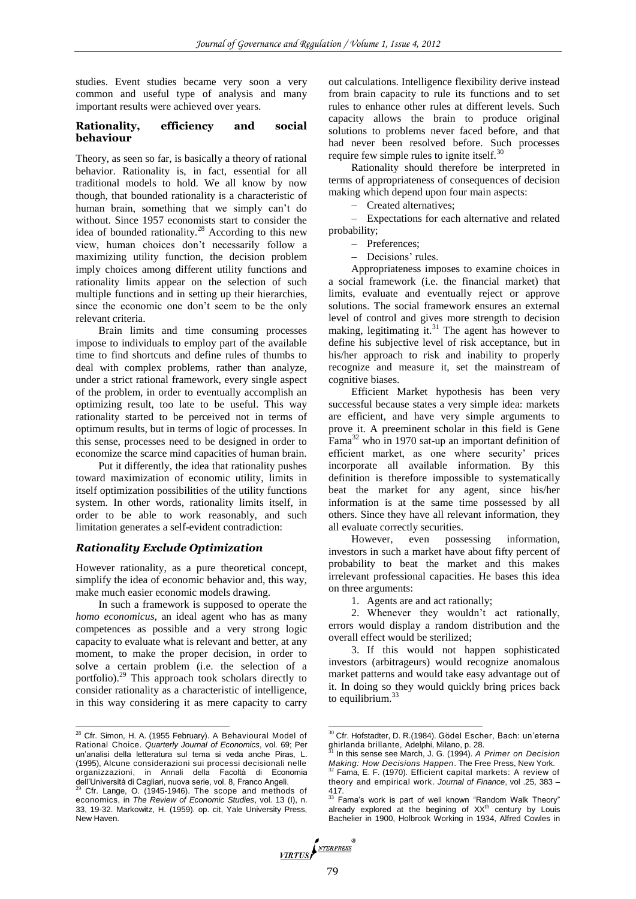studies. Event studies became very soon a very common and useful type of analysis and many important results were achieved over years.

## Rationality, efficiency and social behaviour

Theory, as seen so far, is basically a theory of rational behavior. Rationality is, in fact, essential for all traditional models to hold. We all know by now though, that bounded rationality is a characteristic of human brain, something that we simply can't do without. Since 1957 economists start to consider the idea of bounded rationality.[28] According to this new view, human choices don't necessarily follow a maximizing utility function, the decision problem imply choices among different utility functions and rationality limits appear on the selection of such multiple functions and in setting up their hierarchies, since the economic one don't seem to be the only relevant criteria.

Brain limits and time consuming processes impose to individuals to employ part of the available time to find shortcuts and define rules of thumbs to deal with complex problems, rather than analyze, under a strict rational framework, every single aspect of the problem, in order to eventually accomplish an optimizing result, too late to be useful. This way rationality started to be perceived not in terms of optimum results, but in terms of logic of processes. In this sense, processes need to be designed in order to economize the scarce mind capacities of human brain.

Put it differently, the idea that rationality pushes toward maximization of economic utility, limits in itself optimization possibilities of the utility functions system. In other words, rationality limits itself, in order to be able to work reasonably, and such limitation generates a self-evident contradiction:

### *Rationality Exclude Optimization*

However rationality, as a pure theoretical concept, simplify the idea of economic behavior and, this way, make much easier economic models drawing.

In such a framework is supposed to operate the *homo economicus*, an ideal agent who has as many competences as possible and a very strong logic capacity to evaluate what is relevant and better, at any moment, to make the proper decision, in order to solve a certain problem (i.e. the selection of a portfolio).[29] This approach took scholars directly to consider rationality as a characteristic of intelligence, in this way considering it as mere capacity to carry out calculations. Intelligence flexibility derive instead from brain capacity to rule its functions and to set rules to enhance other rules at different levels. Such capacity allows the brain to produce original solutions to problems never faced before, and that had never been resolved before. Such processes require few simple rules to ignite itself.[30]

Rationality should therefore be interpreted in terms of appropriateness of consequences of decision making which depend upon four main aspects:

- Created alternatives;
- Expectations for each alternative and related probability;
- Preferences;
- Decisions' rules.

Appropriateness imposes to examine choices in a social framework (i.e. the financial market) that limits, evaluate and eventually reject or approve solutions. The social framework ensures an external level of control and gives more strength to decision making, legitimating it.[31] The agent has however to define his subjective level of risk acceptance, but in his/her approach to risk and inability to properly recognize and measure it, set the mainstream of cognitive biases.

Efficient Market hypothesis has been very successful because states a very simple idea: markets are efficient, and have very simple arguments to prove it. A preeminent scholar in this field is Gene Fama[32] who in 1970 sat-up an important definition of efficient market, as one where security' prices incorporate all available information. By this definition is therefore impossible to systematically beat the market for any agent, since his/her information is at the same time possessed by all others. Since they have all relevant information, they all evaluate correctly securities.

However, even possessing information, investors in such a market have about fifty percent of probability to beat the market and this makes irrelevant professional capacities. He bases this idea on three arguments:

1. Agents are and act rationally;
2. Whenever they wouldn't act rationally, errors would display a random distribution and the overall effect would be sterilized;
3. If this would not happen sophisticated investors (arbitrageurs) would recognize anomalous market patterns and would take easy advantage out of it. In doing so they would quickly bring prices back to equilibrium.[33]

---

[28] Cfr. Simon, H. A. (1955 February). A Behavioural Model of Rational Choice. *Quarterly Journal of Economics*, vol. 69; Per un'analisi della letteratura sul tema si veda anche Piras, L. (1995), Alcune considerazioni sui processi decisionali nelle organizzazioni, in Annali della Facoltà di Economia dell'Università di Cagliari, nuova serie, vol. 8, Franco Angeli.

[29] Cfr. Lange, O. (1945-1946). The scope and methods of economics, in *The Review of Economic Studies*, vol. 13 (I), n. 33, 19-32. Markowitz, H. (1959). op. cit, Yale University Press, New Haven.

[30] Cfr. Hofstadter, D. R.(1984). Gödel Escher, Bach: un'eterna ghirlanda brillante, Adelphi, Milano, p. 28.

[31] In this sense see March, J. G. (1994). *A Primer on Decision Making: How Decisions Happen*. The Free Press, New York.

[32] Fama, E. F. (1970). Efficient capital markets: A review of theory and empirical work. *Journal of Finance*, vol .25, 383 – 417.

[33] Fama's work is part of well known "Random Walk Theory" already explored at the begining of XX$^{th}$ century by Louis Bachelier in 1900, Holbrook Working in 1934, Alfred Cowles in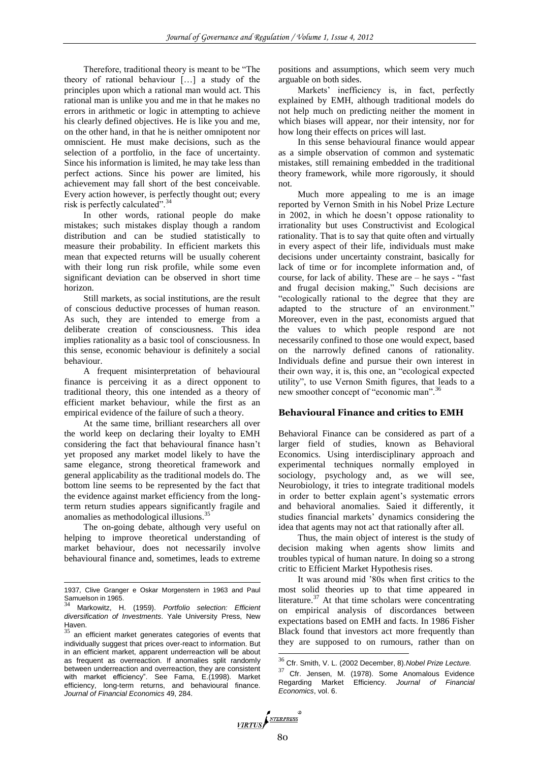Therefore, traditional theory is meant to be "The theory of rational behaviour […] a study of the principles upon which a rational man would act. This rational man is unlike you and me in that he makes no errors in arithmetic or logic in attempting to achieve his clearly defined objectives. He is like you and me, on the other hand, in that he is neither omnipotent nor omniscient. He must make decisions, such as the selection of a portfolio, in the face of uncertainty. Since his information is limited, he may take less than perfect actions. Since his power are limited, his achievement may fall short of the best conceivable. Every action however, is perfectly thought out; every risk is perfectly calculated".[34]

In other words, rational people do make mistakes; such mistakes display though a random distribution and can be studied statistically to measure their probability. In efficient markets this mean that expected returns will be usually coherent with their long run risk profile, while some even significant deviation can be observed in short time horizon.

Still markets, as social institutions, are the result of conscious deductive processes of human reason. As such, they are intended to emerge from a deliberate creation of consciousness. This idea implies rationality as a basic tool of consciousness. In this sense, economic behaviour is definitely a social behaviour.

A frequent misinterpretation of behavioural finance is perceiving it as a direct opponent to traditional theory, this one intended as a theory of efficient market behaviour, while the first as an empirical evidence of the failure of such a theory.

At the same time, brilliant researchers all over the world keep on declaring their loyalty to EMH considering the fact that behavioural finance hasn't yet proposed any market model likely to have the same elegance, strong theoretical framework and general applicability as the traditional models do. The bottom line seems to be represented by the fact that the evidence against market efficiency from the long-term return studies appears significantly fragile and anomalies as methodological illusions.[35]

The on-going debate, although very useful on helping to improve theoretical understanding of market behaviour, does not necessarily involve behavioural finance and, sometimes, leads to extreme positions and assumptions, which seem very much arguable on both sides.

Markets' inefficiency is, in fact, perfectly explained by EMH, although traditional models do not help much on predicting neither the moment in which biases will appear, nor their intensity, nor for how long their effects on prices will last.

In this sense behavioural finance would appear as a simple observation of common and systematic mistakes, still remaining embedded in the traditional theory framework, while more rigorously, it should not.

Much more appealing to me is an image reported by Vernon Smith in his Nobel Prize Lecture in 2002, in which he doesn't oppose rationality to irrationality but uses Constructivist and Ecological rationality. That is to say that quite often and virtually in every aspect of their life, individuals must make decisions under uncertainty constraint, basically for lack of time or for incomplete information and, of course, for lack of ability. These are – he says - "fast and frugal decision making," Such decisions are "ecologically rational to the degree that they are adapted to the structure of an environment." Moreover, even in the past, economists argued that the values to which people respond are not necessarily confined to those one would expect, based on the narrowly defined canons of rationality. Individuals define and pursue their own interest in their own way, it is, this one, an "ecological expected utility", to use Vernon Smith figures, that leads to a new smoother concept of "economic man".[36]

## Behavioural Finance and critics to EMH

Behavioral Finance can be considered as part of a larger field of studies, known as Behavioral Economics. Using interdisciplinary approach and experimental techniques normally employed in sociology, psychology and, as we will see, Neurobiology, it tries to integrate traditional models in order to better explain agent's systematic errors and behavioral anomalies. Saied it differently, it studies financial markets' dynamics considering the idea that agents may not act that rationally after all.

Thus, the main object of interest is the study of decision making when agents show limits and troubles typical of human nature. In doing so a strong critic to Efficient Market Hypothesis rises.

It was around mid '80s when first critics to the most solid theories up to that time appeared in literature.[37] At that time scholars were concentrating on empirical analysis of discordances between expectations based on EMH and facts. In 1986 Fisher Black found that investors act more frequently than they are supposed to on rumours, rather than on

---

1937, Clive Granger e Oskar Morgenstern in 1963 and Paul Samuelson in 1965.

[34] Markowitz, H. (1959). *Portfolio selection: Efficient diversification of Investments*. Yale University Press, New Haven.

[35] an efficient market generates categories of events that individually suggest that prices over-react to information. But in an efficient market, apparent underreaction will be about as frequent as overreaction. If anomalies split randomly between underreaction and overreaction, they are consistent with market efficiency". See Fama, E.(1998). Market efficiency, long-term returns, and behavioural finance. *Journal of Financial Economics* 49, 284.

[36] Cfr. Smith, V. L. (2002 December, 8).*Nobel Prize Lecture.*

[37] Cfr. Jensen, M. (1978). Some Anomalous Evidence Regarding Market Efficiency. *Journal of Financial Economics*, vol. 6.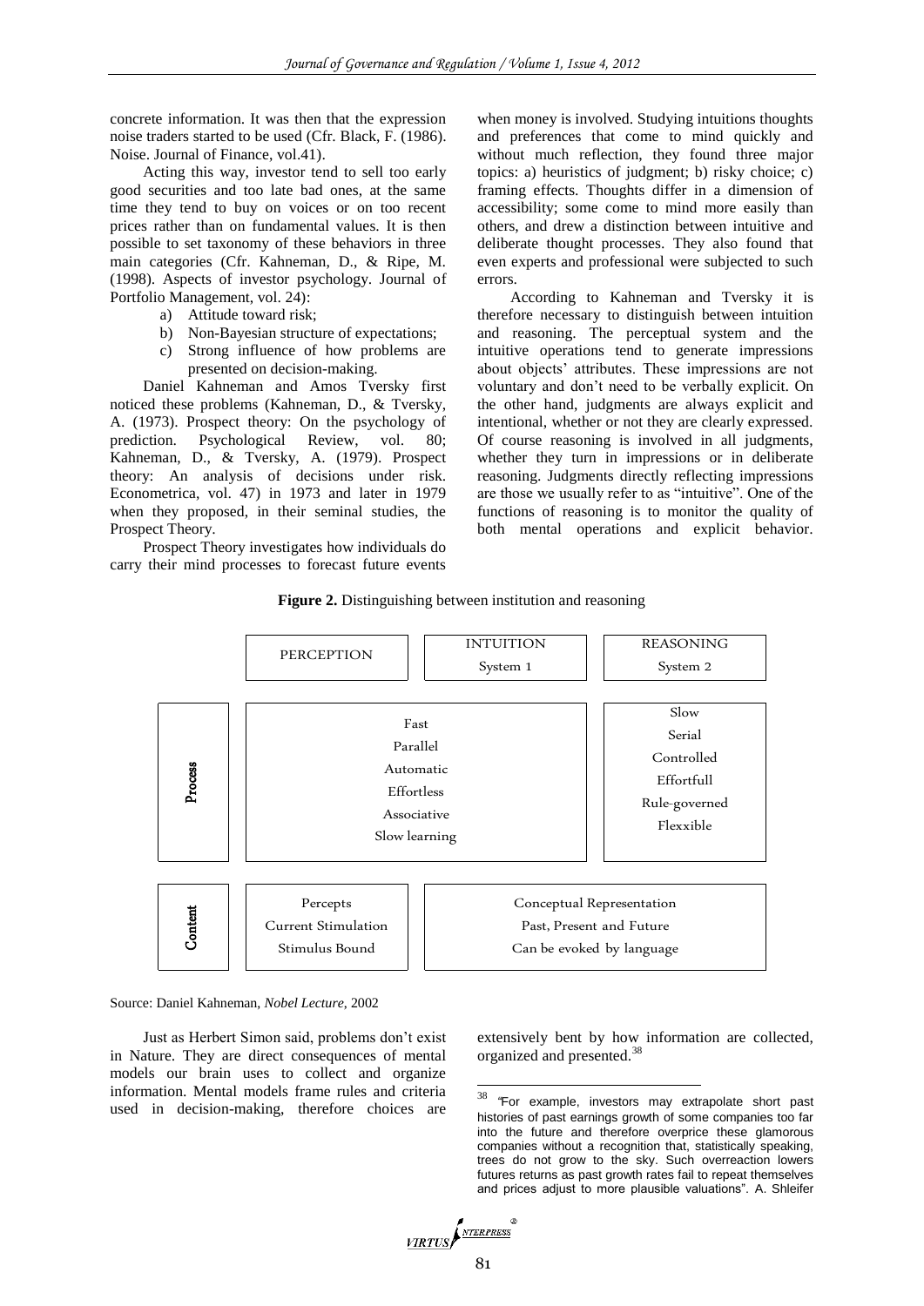concrete information. It was then that the expression noise traders started to be used (Cfr. Black, F. (1986). Noise. Journal of Finance, vol.41).

Acting this way, investor tend to sell too early good securities and too late bad ones, at the same time they tend to buy on voices or on too recent prices rather than on fundamental values. It is then possible to set taxonomy of these behaviors in three main categories (Cfr. Kahneman, D., & Ripe, M. (1998). Aspects of investor psychology. Journal of Portfolio Management, vol. 24):

a) Attitude toward risk;
b) Non-Bayesian structure of expectations;
c) Strong influence of how problems are presented on decision-making.

Daniel Kahneman and Amos Tversky first noticed these problems (Kahneman, D., & Tversky, A. (1973). Prospect theory: On the psychology of prediction. Psychological Review, vol. 80; Kahneman, D., & Tversky, A. (1979). Prospect theory: An analysis of decisions under risk. Econometrica, vol. 47) in 1973 and later in 1979 when they proposed, in their seminal studies, the Prospect Theory.

Prospect Theory investigates how individuals do carry their mind processes to forecast future events when money is involved. Studying intuitions thoughts and preferences that come to mind quickly and without much reflection, they found three major topics: a) heuristics of judgment; b) risky choice; c) framing effects. Thoughts differ in a dimension of accessibility; some come to mind more easily than others, and drew a distinction between intuitive and deliberate thought processes. They also found that even experts and professional were subjected to such errors.

According to Kahneman and Tversky it is therefore necessary to distinguish between intuition and reasoning. The perceptual system and the intuitive operations tend to generate impressions about objects' attributes. These impressions are not voluntary and don't need to be verbally explicit. On the other hand, judgments are always explicit and intentional, whether or not they are clearly expressed. Of course reasoning is involved in all judgments, whether they turn in impressions or in deliberate reasoning. Judgments directly reflecting impressions are those we usually refer to as "intuitive". One of the functions of reasoning is to monitor the quality of both mental operations and explicit behavior.

**Figure 2.** Distinguishing between institution and reasoning

| | PERCEPTION | INTUITION System 1 | REASONING System 2 |
|---|---|---|---|
| **Process** | Fast, Parallel, Automatic, Effortless, Associative, Slow learning | | Slow, Serial, Controlled, Effortfull, Rule-governed, Flexxible |
| **Content** | Percepts, Current Stimulation, Stimulus Bound | Conceptual Representation, Past, Present and Future, Can be evoked by language | |

Source: Daniel Kahneman, *Nobel Lecture*, 2002

Just as Herbert Simon said, problems don't exist in Nature. They are direct consequences of mental models our brain uses to collect and organize information. Mental models frame rules and criteria used in decision-making, therefore choices are extensively bent by how information are collected, organized and presented.[38]

[38] "For example, investors may extrapolate short past histories of past earnings growth of some companies too far into the future and therefore overprice these glamorous companies without a recognition that, statistically speaking, trees do not grow to the sky. Such overreaction lowers futures returns as past growth rates fail to repeat themselves and prices adjust to more plausible valuations". A. Shleifer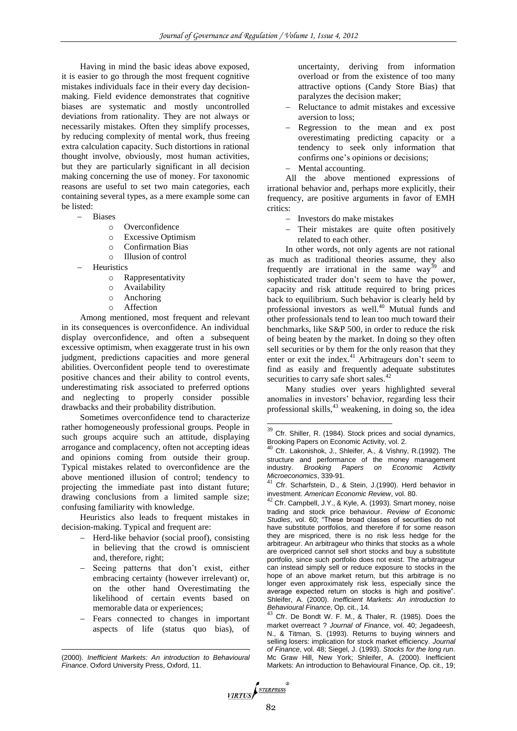Having in mind the basic ideas above exposed, it is easier to go through the most frequent cognitive mistakes individuals face in their every day decision-making. Field evidence demonstrates that cognitive biases are systematic and mostly uncontrolled deviations from rationality. They are not always or necessarily mistakes. Often they simplify processes, by reducing complexity of mental work, thus freeing extra calculation capacity. Such distortions in rational thought involve, obviously, most human activities, but they are particularly significant in all decision making concerning the use of money. For taxonomic reasons are useful to set two main categories, each containing several types, as a mere example some can be listed:

- Biases
  - Overconfidence
  - Excessive Optimism
  - Confirmation Bias
  - Illusion of control
- Heuristics
  - Rappresentativity
  - Availability
  - Anchoring
  - Affection

Among mentioned, most frequent and relevant in its consequences is overconfidence. An individual display overconfidence, and often a subsequent excessive optimism, when exaggerate trust in his own judgment, predictions capacities and more general abilities. Overconfident people tend to overestimate positive chances and their ability to control events, underestimating risk associated to preferred options and neglecting to properly consider possible drawbacks and their probability distribution.

Sometimes overconfidence tend to characterize rather homogeneously professional groups. People in such groups acquire such an attitude, displaying arrogance and complacency, often not accepting ideas and opinions coming from outside their group. Typical mistakes related to overconfidence are the above mentioned illusion of control; tendency to projecting the immediate past into distant future; drawing conclusions from a limited sample size; confusing familiarity with knowledge.

Heuristics also leads to frequent mistakes in decision-making. Typical and frequent are:

- Herd-like behavior (social proof), consisting in believing that the crowd is omniscient and, therefore, right;
- Seeing patterns that don't exist, either embracing certainty (however irrelevant) or, on the other hand Overestimating the likelihood of certain events based on memorable data or experiences;
- Fears connected to changes in important aspects of life (status quo bias), of uncertainty, deriving from information overload or from the existence of too many attractive options (Candy Store Bias) that paralyzes the decision maker;
- Reluctance to admit mistakes and excessive aversion to loss;
- Regression to the mean and ex post overestimating predicting capacity or a tendency to seek only information that confirms one's opinions or decisions;
- Mental accounting.

All the above mentioned expressions of irrational behavior and, perhaps more explicitly, their frequency, are positive arguments in favor of EMH critics:

- Investors do make mistakes
- Their mistakes are quite often positively related to each other.

In other words, not only agents are not rational as much as traditional theories assume, they also frequently are irrational in the same way[39] and sophisticated trader don't seem to have the power, capacity and risk attitude required to bring prices back to equilibrium. Such behavior is clearly held by professional investors as well.[40] Mutual funds and other professionals tend to lean too much toward their benchmarks, like S&P 500, in order to reduce the risk of being beaten by the market. In doing so they often sell securities or by them for the only reason that they enter or exit the index.[41] Arbitrageurs don't seem to find as easily and frequently adequate substitutes securities to carry safe short sales.[42]

Many studies over years highlighted several anomalies in investors' behavior, regarding less their professional skills,[43] weakening, in doing so, the idea

---

(2000). *Inefficient Markets: An introduction to Behavioural Finance*. Oxford University Press, Oxford, 11.

[39] Cfr. Shiller, R. (1984). Stock prices and social dynamics, Brooking Papers on Economic Activity, vol. 2.

[40] Cfr. Lakonishok, J., Shleifer, A., & Vishny, R.(1992). The structure and performance of the money management industry. *Brooking Papers on Economic Activity Microeconomics*, 339-91.

[41] Cfr. Scharfstein, D., & Stein, J.(1990). Herd behavior in investment. *American Economic Review*, vol. 80.

[42] Cfr. Campbell, J.Y., & Kyle, A. (1993). Smart money, noise trading and stock price behaviour. *Review of Economic Studies*, vol. 60; "These broad classes of securities do not have substitute portfolios, and therefore if for some reason they are mispriced, there is no risk less hedge for the arbitrageur. An arbitrageur who thinks that stocks as a whole are overpriced cannot sell short stocks and buy a substitute portfolio, since such portfolio does not exist. The arbitrageur can instead simply sell or reduce exposure to stocks in the hope of an above market return, but this arbitrage is no longer even approximately risk less, especially since the average expected return on stocks is high and positive". Shleifer, A. (2000). *Inefficient Markets: An introduction to Behavioural Finance*, Op. cit., 14.

[43] Cfr. De Bondt W. F. M., & Thaler, R. (1985). Does the market overreact ? *Journal of Finance*, vol. 40; Jegadeesh, N., & Titman, S. (1993). Returns to buying winners and selling losers: implication for stock market efficiency. *Journal of Finance*, vol. 48; Siegel, J. (1993). *Stocks for the long run*. Mc Graw Hill, New York; Shleifer, A. (2000). Inefficient Markets: An introduction to Behavioural Finance, Op. cit., 19;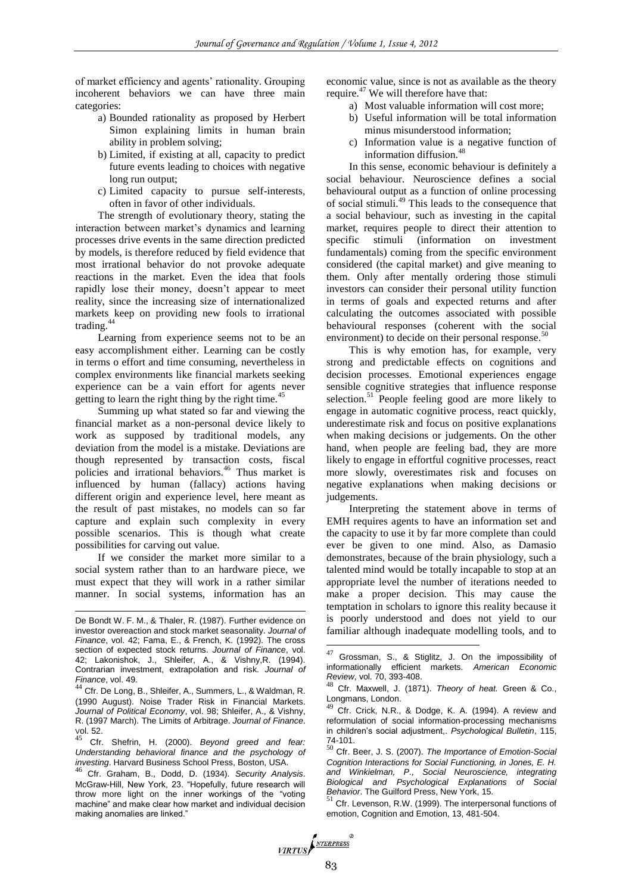of market efficiency and agents' rationality. Grouping incoherent behaviors we can have three main categories:

a) Bounded rationality as proposed by Herbert Simon explaining limits in human brain ability in problem solving;
b) Limited, if existing at all, capacity to predict future events leading to choices with negative long run output;
c) Limited capacity to pursue self-interests, often in favor of other individuals.

The strength of evolutionary theory, stating the interaction between market's dynamics and learning processes drive events in the same direction predicted by models, is therefore reduced by field evidence that most irrational behavior do not provoke adequate reactions in the market. Even the idea that fools rapidly lose their money, doesn't appear to meet reality, since the increasing size of internationalized markets keep on providing new fools to irrational trading.[44]

Learning from experience seems not to be an easy accomplishment either. Learning can be costly in terms o effort and time consuming, nevertheless in complex environments like financial markets seeking experience can be a vain effort for agents never getting to learn the right thing by the right time.[45]

Summing up what stated so far and viewing the financial market as a non-personal device likely to work as supposed by traditional models, any deviation from the model is a mistake. Deviations are though represented by transaction costs, fiscal policies and irrational behaviors.[46] Thus market is influenced by human (fallacy) actions having different origin and experience level, here meant as the result of past mistakes, no models can so far capture and explain such complexity in every possible scenarios. This is though what create possibilities for carving out value.

If we consider the market more similar to a social system rather than to a hardware piece, we must expect that they will work in a rather similar manner. In social systems, information has an economic value, since is not as available as the theory require.[47] We will therefore have that:

a) Most valuable information will cost more;
b) Useful information will be total information minus misunderstood information;
c) Information value is a negative function of information diffusion.[48]

In this sense, economic behaviour is definitely a social behaviour. Neuroscience defines a social behavioural output as a function of online processing of social stimuli.[49] This leads to the consequence that a social behaviour, such as investing in the capital market, requires people to direct their attention to specific stimuli (information on investment fundamentals) coming from the specific environment considered (the capital market) and give meaning to them. Only after mentally ordering those stimuli investors can consider their personal utility function in terms of goals and expected returns and after calculating the outcomes associated with possible behavioural responses (coherent with the social environment) to decide on their personal response.[50]

This is why emotion has, for example, very strong and predictable effects on cognitions and decision processes. Emotional experiences engage sensible cognitive strategies that influence response selection.[51] People feeling good are more likely to engage in automatic cognitive process, react quickly, underestimate risk and focus on positive explanations when making decisions or judgements. On the other hand, when people are feeling bad, they are more likely to engage in effortful cognitive processes, react more slowly, overestimates risk and focuses on negative explanations when making decisions or judgements.

Interpreting the statement above in terms of EMH requires agents to have an information set and the capacity to use it by far more complete than could ever be given to one mind. Also, as Damasio demonstrates, because of the brain physiology, such a talented mind would be totally incapable to stop at an appropriate level the number of iterations needed to make a proper decision. This may cause the temptation in scholars to ignore this reality because it is poorly understood and does not yield to our familiar although inadequate modelling tools, and to

---

De Bondt W. F. M., & Thaler, R. (1987). Further evidence on investor overeaction and stock market seasonality. *Journal of Finance*, vol. 42; Fama, E., & French, K. (1992). The cross section of expected stock returns. *Journal of Finance*, vol. 42; Lakonishok, J., Shleifer, A., & Vishny,R. (1994). Contrarian investment, extrapolation and risk. *Journal of Finance*, vol. 49.

[44] Cfr. De Long, B., Shleifer, A., Summers, L., & Waldman, R. (1990 August). Noise Trader Risk in Financial Markets. *Journal of Political Economy*, vol. 98; Shleifer, A., & Vishny, R. (1997 March). The Limits of Arbitrage. *Journal of Finance*. vol. 52.

[45] Cfr. Shefrin, H. (2000). *Beyond greed and fear: Understanding behavioral finance and the psychology of investing*. Harvard Business School Press, Boston, USA.

[46] Cfr. Graham, B., Dodd, D. (1934). *Security Analysis*. McGraw-Hill, New York, 23. "Hopefully, future research will throw more light on the inner workings of the "voting machine" and make clear how market and individual decision making anomalies are linked."

[47] Grossman, S., & Stiglitz, J. On the impossibility of informationally efficient markets. *American Economic Review*, vol. 70, 393-408.

[48] Cfr. Maxwell, J. (1871). *Theory of heat.* Green & Co., Longmans, London.

[49] Cfr. Crick, N.R., & Dodge, K. A. (1994). A review and reformulation of social information-processing mechanisms in children's social adjustment,. *Psychological Bulletin*, 115, 74-101.

[50] Cfr. Beer, J. S. (2007). *The Importance of Emotion-Social Cognition Interactions for Social Functioning, in Jones, E. H. and Winkielman, P., Social Neuroscience, integrating Biological and Psychological Explanations of Social Behavior*. The Guilford Press, New York, 15.

[51] Cfr. Levenson, R.W. (1999). The interpersonal functions of emotion, Cognition and Emotion, 13, 481-504.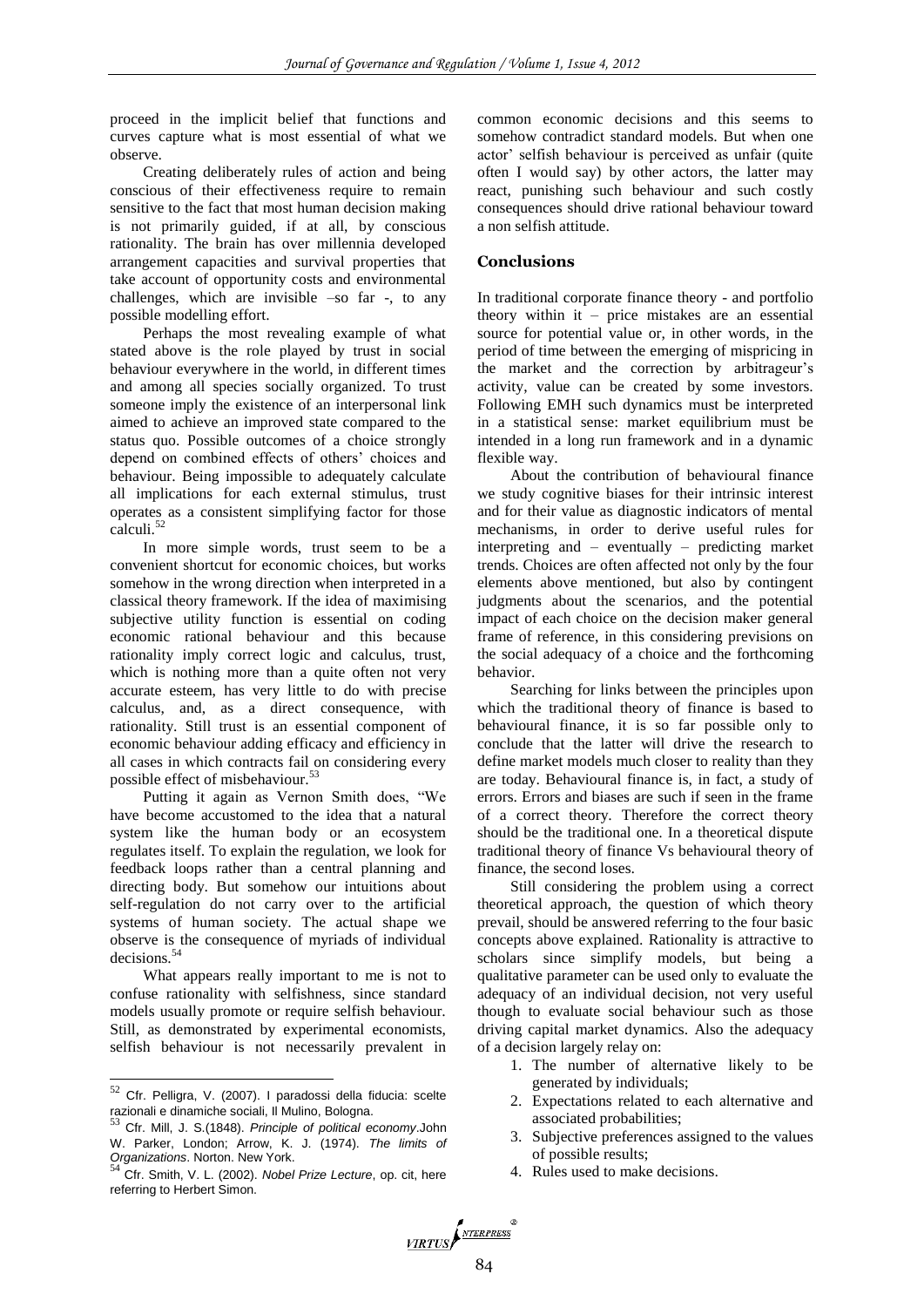proceed in the implicit belief that functions and curves capture what is most essential of what we observe.

Creating deliberately rules of action and being conscious of their effectiveness require to remain sensitive to the fact that most human decision making is not primarily guided, if at all, by conscious rationality. The brain has over millennia developed arrangement capacities and survival properties that take account of opportunity costs and environmental challenges, which are invisible –so far -, to any possible modelling effort.

Perhaps the most revealing example of what stated above is the role played by trust in social behaviour everywhere in the world, in different times and among all species socially organized. To trust someone imply the existence of an interpersonal link aimed to achieve an improved state compared to the status quo. Possible outcomes of a choice strongly depend on combined effects of others' choices and behaviour. Being impossible to adequately calculate all implications for each external stimulus, trust operates as a consistent simplifying factor for those calculi.[52]

In more simple words, trust seem to be a convenient shortcut for economic choices, but works somehow in the wrong direction when interpreted in a classical theory framework. If the idea of maximising subjective utility function is essential on coding economic rational behaviour and this because rationality imply correct logic and calculus, trust, which is nothing more than a quite often not very accurate esteem, has very little to do with precise calculus, and, as a direct consequence, with rationality. Still trust is an essential component of economic behaviour adding efficacy and efficiency in all cases in which contracts fail on considering every possible effect of misbehaviour.[53]

Putting it again as Vernon Smith does, "We have become accustomed to the idea that a natural system like the human body or an ecosystem regulates itself. To explain the regulation, we look for feedback loops rather than a central planning and directing body. But somehow our intuitions about self-regulation do not carry over to the artificial systems of human society. The actual shape we observe is the consequence of myriads of individual decisions.[54]

What appears really important to me is not to confuse rationality with selfishness, since standard models usually promote or require selfish behaviour. Still, as demonstrated by experimental economists, selfish behaviour is not necessarily prevalent in common economic decisions and this seems to somehow contradict standard models. But when one actor' selfish behaviour is perceived as unfair (quite often I would say) by other actors, the latter may react, punishing such behaviour and such costly consequences should drive rational behaviour toward a non selfish attitude.

## Conclusions

In traditional corporate finance theory - and portfolio theory within it – price mistakes are an essential source for potential value or, in other words, in the period of time between the emerging of mispricing in the market and the correction by arbitrageur's activity, value can be created by some investors. Following EMH such dynamics must be interpreted in a statistical sense: market equilibrium must be intended in a long run framework and in a dynamic flexible way.

About the contribution of behavioural finance we study cognitive biases for their intrinsic interest and for their value as diagnostic indicators of mental mechanisms, in order to derive useful rules for interpreting and – eventually – predicting market trends. Choices are often affected not only by the four elements above mentioned, but also by contingent judgments about the scenarios, and the potential impact of each choice on the decision maker general frame of reference, in this considering previsions on the social adequacy of a choice and the forthcoming behavior.

Searching for links between the principles upon which the traditional theory of finance is based to behavioural finance, it is so far possible only to conclude that the latter will drive the research to define market models much closer to reality than they are today. Behavioural finance is, in fact, a study of errors. Errors and biases are such if seen in the frame of a correct theory. Therefore the correct theory should be the traditional one. In a theoretical dispute traditional theory of finance Vs behavioural theory of finance, the second loses.

Still considering the problem using a correct theoretical approach, the question of which theory prevail, should be answered referring to the four basic concepts above explained. Rationality is attractive to scholars since simplify models, but being a qualitative parameter can be used only to evaluate the adequacy of an individual decision, not very useful though to evaluate social behaviour such as those driving capital market dynamics. Also the adequacy of a decision largely relay on:

1. The number of alternative likely to be generated by individuals;
2. Expectations related to each alternative and associated probabilities;
3. Subjective preferences assigned to the values of possible results;
4. Rules used to make decisions.

---

[52] Cfr. Pelligra, V. (2007). I paradossi della fiducia: scelte razionali e dinamiche sociali, Il Mulino, Bologna.

[53] Cfr. Mill, J. S.(1848). *Principle of political economy*.John W. Parker, London; Arrow, K. J. (1974). *The limits of Organizations*. Norton. New York.

[54] Cfr. Smith, V. L. (2002). *Nobel Prize Lecture*, op. cit, here referring to Herbert Simon.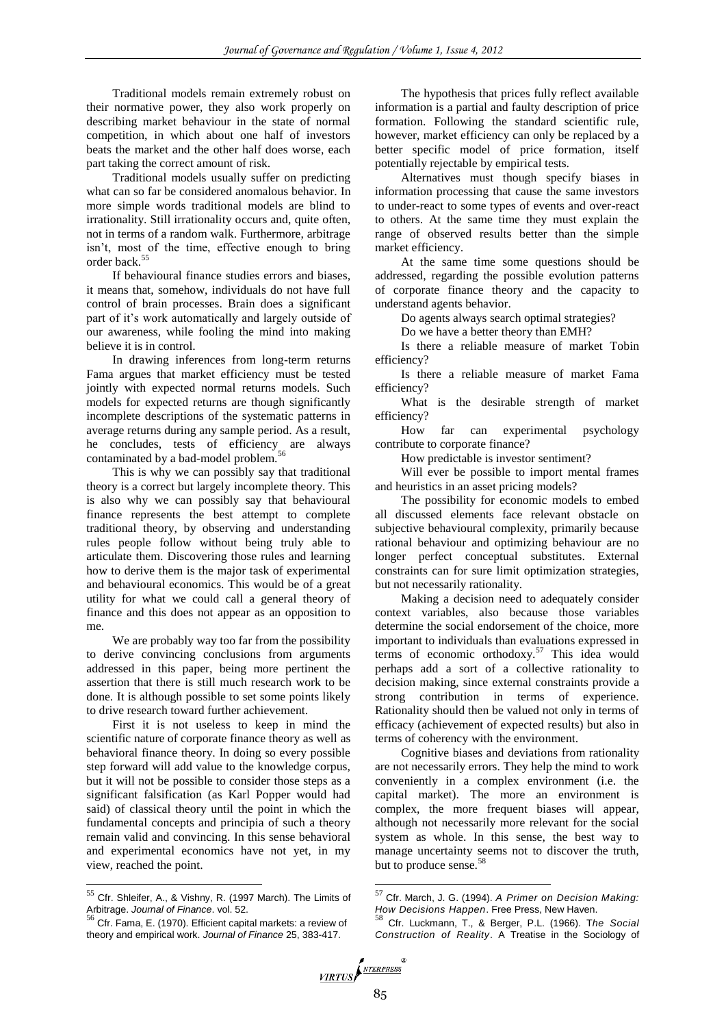Traditional models remain extremely robust on their normative power, they also work properly on describing market behaviour in the state of normal competition, in which about one half of investors beats the market and the other half does worse, each part taking the correct amount of risk.

Traditional models usually suffer on predicting what can so far be considered anomalous behavior. In more simple words traditional models are blind to irrationality. Still irrationality occurs and, quite often, not in terms of a random walk. Furthermore, arbitrage isn't, most of the time, effective enough to bring order back.[55]

If behavioural finance studies errors and biases, it means that, somehow, individuals do not have full control of brain processes. Brain does a significant part of it's work automatically and largely outside of our awareness, while fooling the mind into making believe it is in control.

In drawing inferences from long-term returns Fama argues that market efficiency must be tested jointly with expected normal returns models. Such models for expected returns are though significantly incomplete descriptions of the systematic patterns in average returns during any sample period. As a result, he concludes, tests of efficiency are always contaminated by a bad-model problem.[56]

This is why we can possibly say that traditional theory is a correct but largely incomplete theory. This is also why we can possibly say that behavioural finance represents the best attempt to complete traditional theory, by observing and understanding rules people follow without being truly able to articulate them. Discovering those rules and learning how to derive them is the major task of experimental and behavioural economics. This would be of a great utility for what we could call a general theory of finance and this does not appear as an opposition to me.

We are probably way too far from the possibility to derive convincing conclusions from arguments addressed in this paper, being more pertinent the assertion that there is still much research work to be done. It is although possible to set some points likely to drive research toward further achievement.

First it is not useless to keep in mind the scientific nature of corporate finance theory as well as behavioral finance theory. In doing so every possible step forward will add value to the knowledge corpus, but it will not be possible to consider those steps as a significant falsification (as Karl Popper would had said) of classical theory until the point in which the fundamental concepts and principia of such a theory remain valid and convincing. In this sense behavioral and experimental economics have not yet, in my view, reached the point.

The hypothesis that prices fully reflect available information is a partial and faulty description of price formation. Following the standard scientific rule, however, market efficiency can only be replaced by a better specific model of price formation, itself potentially rejectable by empirical tests.

Alternatives must though specify biases in information processing that cause the same investors to under-react to some types of events and over-react to others. At the same time they must explain the range of observed results better than the simple market efficiency.

At the same time some questions should be addressed, regarding the possible evolution patterns of corporate finance theory and the capacity to understand agents behavior.

Do agents always search optimal strategies?

Do we have a better theory than EMH?

Is there a reliable measure of market Tobin efficiency?

Is there a reliable measure of market Fama efficiency?

What is the desirable strength of market efficiency?

How far can experimental psychology contribute to corporate finance?

How predictable is investor sentiment?

Will ever be possible to import mental frames and heuristics in an asset pricing models?

The possibility for economic models to embed all discussed elements face relevant obstacle on subjective behavioural complexity, primarily because rational behaviour and optimizing behaviour are no longer perfect conceptual substitutes. External constraints can for sure limit optimization strategies, but not necessarily rationality.

Making a decision need to adequately consider context variables, also because those variables determine the social endorsement of the choice, more important to individuals than evaluations expressed in terms of economic orthodoxy.[57] This idea would perhaps add a sort of a collective rationality to decision making, since external constraints provide a strong contribution in terms of experience. Rationality should then be valued not only in terms of efficacy (achievement of expected results) but also in terms of coherency with the environment.

Cognitive biases and deviations from rationality are not necessarily errors. They help the mind to work conveniently in a complex environment (i.e. the capital market). The more an environment is complex, the more frequent biases will appear, although not necessarily more relevant for the social system as whole. In this sense, the best way to manage uncertainty seems not to discover the truth, but to produce sense.[58]

---

[55] Cfr. Shleifer, A., & Vishny, R. (1997 March). The Limits of Arbitrage. *Journal of Finance*. vol. 52.

[56] Cfr. Fama, E. (1970). Efficient capital markets: a review of theory and empirical work. *Journal of Finance* 25, 383-417.

[57] Cfr. March, J. G. (1994). *A Primer on Decision Making: How Decisions Happen*. Free Press, New Haven.

[58] Cfr. Luckmann, T., & Berger, P.L. (1966). *The Social Construction of Reality*. A Treatise in the Sociology of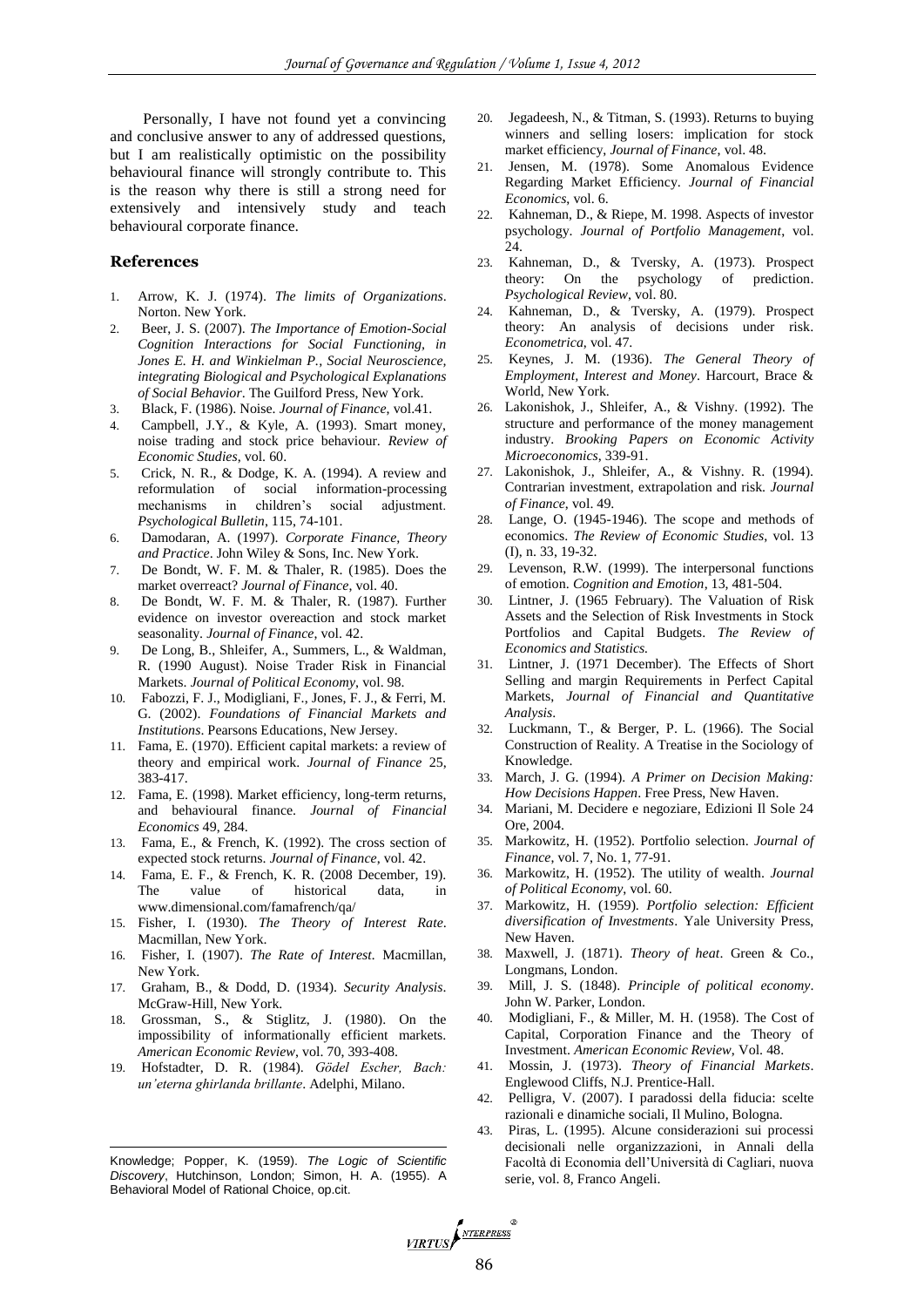Personally, I have not found yet a convincing and conclusive answer to any of addressed questions, but I am realistically optimistic on the possibility behavioural finance will strongly contribute to. This is the reason why there is still a strong need for extensively and intensively study and teach behavioural corporate finance.

## References

1. Arrow, K. J. (1974). *The limits of Organizations*. Norton. New York.
2. Beer, J. S. (2007). *The Importance of Emotion-Social Cognition Interactions for Social Functioning, in Jones E. H. and Winkielman P., Social Neuroscience, integrating Biological and Psychological Explanations of Social Behavior*. The Guilford Press, New York.
3. Black, F. (1986). Noise. *Journal of Finance*, vol.41.
4. Campbell, J.Y., & Kyle, A. (1993). Smart money, noise trading and stock price behaviour. *Review of Economic Studies*, vol. 60.
5. Crick, N. R., & Dodge, K. A. (1994). A review and reformulation of social information-processing mechanisms in children's social adjustment. *Psychological Bulletin*, 115, 74-101.
6. Damodaran, A. (1997). *Corporate Finance, Theory and Practice*. John Wiley & Sons, Inc. New York.
7. De Bondt, W. F. M. & Thaler, R. (1985). Does the market overreact? *Journal of Finance*, vol. 40.
8. De Bondt, W. F. M. & Thaler, R. (1987). Further evidence on investor overeaction and stock market seasonality. *Journal of Finance*, vol. 42.
9. De Long, B., Shleifer, A., Summers, L., & Waldman, R. (1990 August). Noise Trader Risk in Financial Markets. *Journal of Political Economy*, vol. 98.
10. Fabozzi, F. J., Modigliani, F., Jones, F. J., & Ferri, M. G. (2002). *Foundations of Financial Markets and Institutions*. Pearsons Educations, New Jersey.
11. Fama, E. (1970). Efficient capital markets: a review of theory and empirical work. *Journal of Finance* 25, 383-417.
12. Fama, E. (1998). Market efficiency, long-term returns, and behavioural finance. *Journal of Financial Economics* 49, 284.
13. Fama, E., & French, K. (1992). The cross section of expected stock returns. *Journal of Finance*, vol. 42.
14. Fama, E. F., & French, K. R. (2008 December, 19). The value of historical data, in www.dimensional.com/famafrench/qa/
15. Fisher, I. (1930). *The Theory of Interest Rate*. Macmillan, New York.
16. Fisher, I. (1907). *The Rate of Interest*. Macmillan, New York.
17. Graham, B., & Dodd, D. (1934). *Security Analysis*. McGraw-Hill, New York.
18. Grossman, S., & Stiglitz, J. (1980). On the impossibility of informationally efficient markets. *American Economic Review*, vol. 70, 393-408.
19. Hofstadter, D. R. (1984). *Gödel Escher, Bach: un'eterna ghirlanda brillante*. Adelphi, Milano.
20. Jegadeesh, N., & Titman, S. (1993). Returns to buying winners and selling losers: implication for stock market efficiency, *Journal of Finance*, vol. 48.
21. Jensen, M. (1978). Some Anomalous Evidence Regarding Market Efficiency. *Journal of Financial Economics*, vol. 6.
22. Kahneman, D., & Riepe, M. 1998. Aspects of investor psychology. *Journal of Portfolio Management*, vol. 24.
23. Kahneman, D., & Tversky, A. (1973). Prospect theory: On the psychology of prediction. *Psychological Review*, vol. 80.
24. Kahneman, D., & Tversky, A. (1979). Prospect theory: An analysis of decisions under risk. *Econometrica*, vol. 47.
25. Keynes, J. M. (1936). *The General Theory of Employment, Interest and Money*. Harcourt, Brace & World, New York.
26. Lakonishok, J., Shleifer, A., & Vishny. (1992). The structure and performance of the money management industry. *Brooking Papers on Economic Activity Microeconomics*, 339-91.
27. Lakonishok, J., Shleifer, A., & Vishny. R. (1994). Contrarian investment, extrapolation and risk. *Journal of Finance*, vol. 49.
28. Lange, O. (1945-1946). The scope and methods of economics. *The Review of Economic Studies*, vol. 13 (I), n. 33, 19-32.
29. Levenson, R.W. (1999). The interpersonal functions of emotion. *Cognition and Emotion*, 13, 481-504.
30. Lintner, J. (1965 February). The Valuation of Risk Assets and the Selection of Risk Investments in Stock Portfolios and Capital Budgets. *The Review of Economics and Statistics.*
31. Lintner, J. (1971 December). The Effects of Short Selling and margin Requirements in Perfect Capital Markets, *Journal of Financial and Quantitative Analysis*.
32. Luckmann, T., & Berger, P. L. (1966). The Social Construction of Reality. A Treatise in the Sociology of Knowledge.
33. March, J. G. (1994). *A Primer on Decision Making: How Decisions Happen*. Free Press, New Haven.
34. Mariani, M. Decidere e negoziare, Edizioni Il Sole 24 Ore, 2004.
35. Markowitz, H. (1952). Portfolio selection. *Journal of Finance*, vol. 7, No. 1, 77-91.
36. Markowitz, H. (1952). The utility of wealth. *Journal of Political Economy*, vol. 60.
37. Markowitz, H. (1959). *Portfolio selection: Efficient diversification of Investments*. Yale University Press, New Haven.
38. Maxwell, J. (1871). *Theory of heat*. Green & Co., Longmans, London.
39. Mill, J. S. (1848). *Principle of political economy*. John W. Parker, London.
40. Modigliani, F., & Miller, M. H. (1958). The Cost of Capital, Corporation Finance and the Theory of Investment. *American Economic Review*, Vol. 48.
41. Mossin, J. (1973). *Theory of Financial Markets*. Englewood Cliffs, N.J. Prentice-Hall.
42. Pelligra, V. (2007). I paradossi della fiducia: scelte razionali e dinamiche sociali, Il Mulino, Bologna.
43. Piras, L. (1995). Alcune considerazioni sui processi decisionali nelle organizzazioni, in Annali della Facoltà di Economia dell'Università di Cagliari, nuova serie, vol. 8, Franco Angeli.

---

Knowledge; Popper, K. (1959). *The Logic of Scientific Discovery*, Hutchinson, London; Simon, H. A. (1955). A Behavioral Model of Rational Choice, op.cit.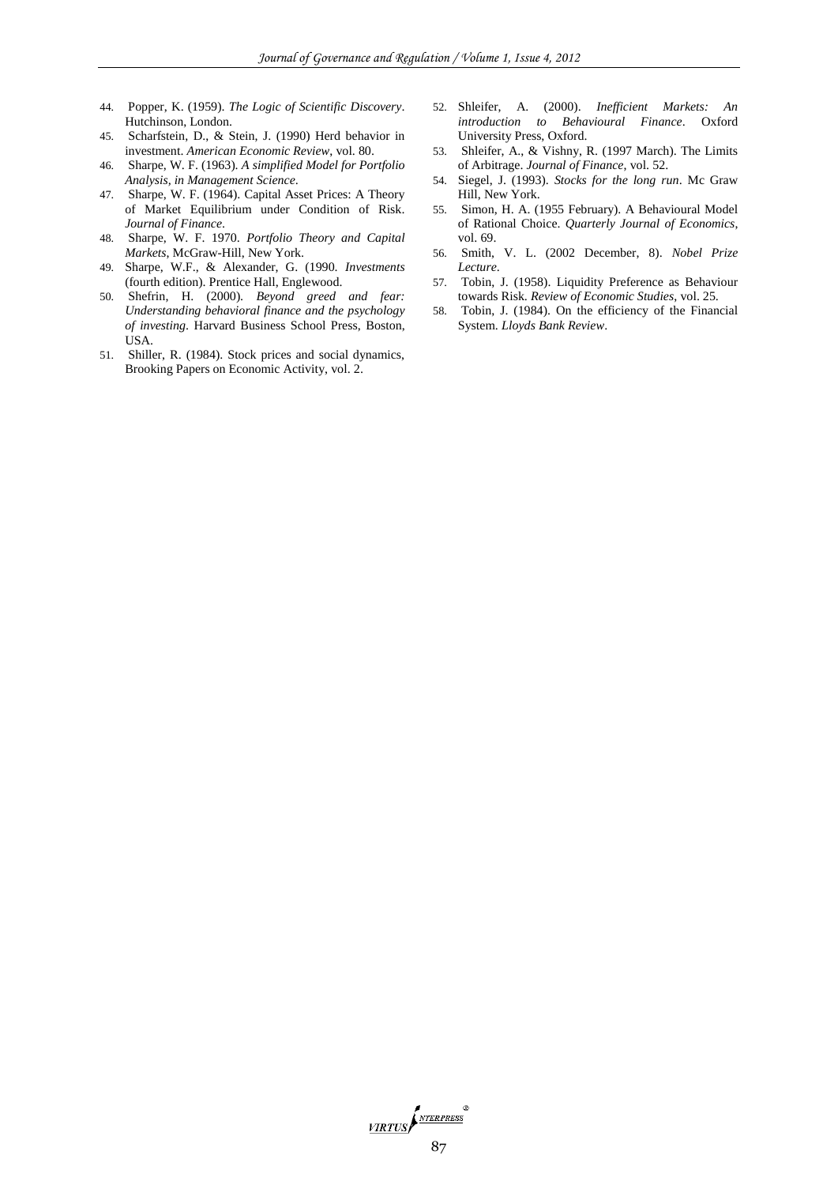44. Popper, K. (1959). *The Logic of Scientific Discovery*. Hutchinson, London.
45. Scharfstein, D., & Stein, J. (1990) Herd behavior in investment. *American Economic Review*, vol. 80.
46. Sharpe, W. F. (1963). *A simplified Model for Portfolio Analysis, in Management Science*.
47. Sharpe, W. F. (1964). Capital Asset Prices: A Theory of Market Equilibrium under Condition of Risk. *Journal of Finance*.
48. Sharpe, W. F. 1970. *Portfolio Theory and Capital Markets*, McGraw-Hill, New York.
49. Sharpe, W.F., & Alexander, G. (1990. *Investments* (fourth edition). Prentice Hall, Englewood.
50. Shefrin, H. (2000). *Beyond greed and fear: Understanding behavioral finance and the psychology of investing*. Harvard Business School Press, Boston, USA.
51. Shiller, R. (1984). Stock prices and social dynamics, Brooking Papers on Economic Activity, vol. 2.
52. Shleifer, A. (2000). *Inefficient Markets: An introduction to Behavioural Finance*. Oxford University Press, Oxford.
53. Shleifer, A., & Vishny, R. (1997 March). The Limits of Arbitrage. *Journal of Finance*, vol. 52.
54. Siegel, J. (1993). *Stocks for the long run*. Mc Graw Hill, New York.
55. Simon, H. A. (1955 February). A Behavioural Model of Rational Choice. *Quarterly Journal of Economics*, vol. 69.
56. Smith, V. L. (2002 December, 8). *Nobel Prize Lecture*.
57. Tobin, J. (1958). Liquidity Preference as Behaviour towards Risk. *Review of Economic Studies*, vol. 25.
58. Tobin, J. (1984). On the efficiency of the Financial System. *Lloyds Bank Review*.